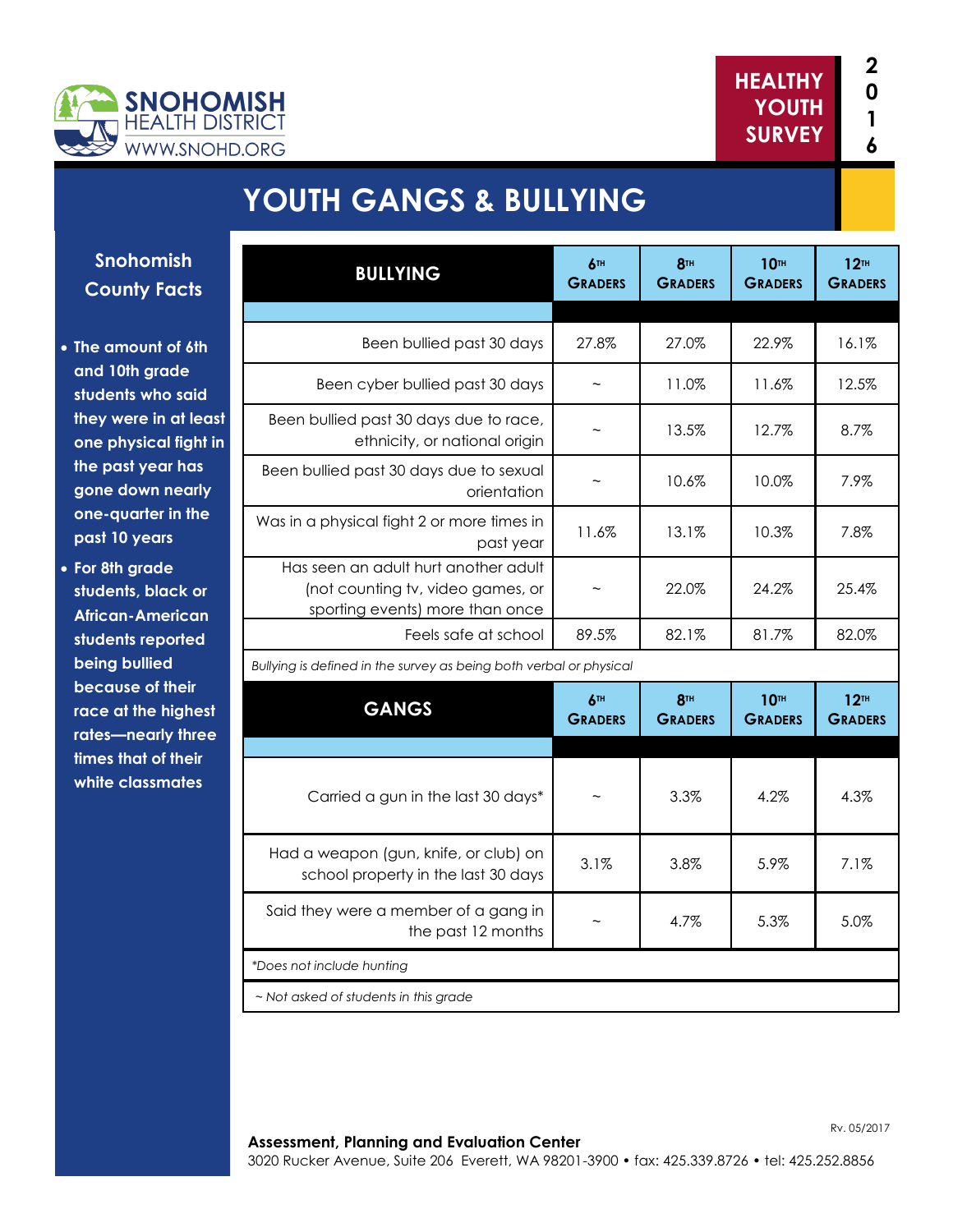SNOHOMISH HEALTH DISTRICT
WWW.SNOHD.ORG

HEALTHY YOUTH SURVEY 2016

# YOUTH GANGS & BULLYING

## Snohomish County Facts

- The amount of 6th and 10th grade students who said they were in at least one physical fight in the past year has gone down nearly one-quarter in the past 10 years
- For 8th grade students, black or African-American students reported being bullied because of their race at the highest rates—nearly three times that of their white classmates

| BULLYING | 6TH GRADERS | 8TH GRADERS | 10TH GRADERS | 12TH GRADERS |
|---|---|---|---|---|
| Been bullied past 30 days | 27.8% | 27.0% | 22.9% | 16.1% |
| Been cyber bullied past 30 days | ~ | 11.0% | 11.6% | 12.5% |
| Been bullied past 30 days due to race, ethnicity, or national origin | ~ | 13.5% | 12.7% | 8.7% |
| Been bullied past 30 days due to sexual orientation | ~ | 10.6% | 10.0% | 7.9% |
| Was in a physical fight 2 or more times in past year | 11.6% | 13.1% | 10.3% | 7.8% |
| Has seen an adult hurt another adult (not counting tv, video games, or sporting events) more than once | ~ | 22.0% | 24.2% | 25.4% |
| Feels safe at school | 89.5% | 82.1% | 81.7% | 82.0% |

*Bullying is defined in the survey as being both verbal or physical*

| GANGS | 6TH GRADERS | 8TH GRADERS | 10TH GRADERS | 12TH GRADERS |
|---|---|---|---|---|
| Carried a gun in the last 30 days* | ~ | 3.3% | 4.2% | 4.3% |
| Had a weapon (gun, knife, or club) on school property in the last 30 days | 3.1% | 3.8% | 5.9% | 7.1% |
| Said they were a member of a gang in the past 12 months | ~ | 4.7% | 5.3% | 5.0% |

*\*Does not include hunting*

*~ Not asked of students in this grade*

Rv. 05/2017

**Assessment, Planning and Evaluation Center**
3020 Rucker Avenue, Suite 206 Everett, WA 98201-3900 • fax: 425.339.8726 • tel: 425.252.8856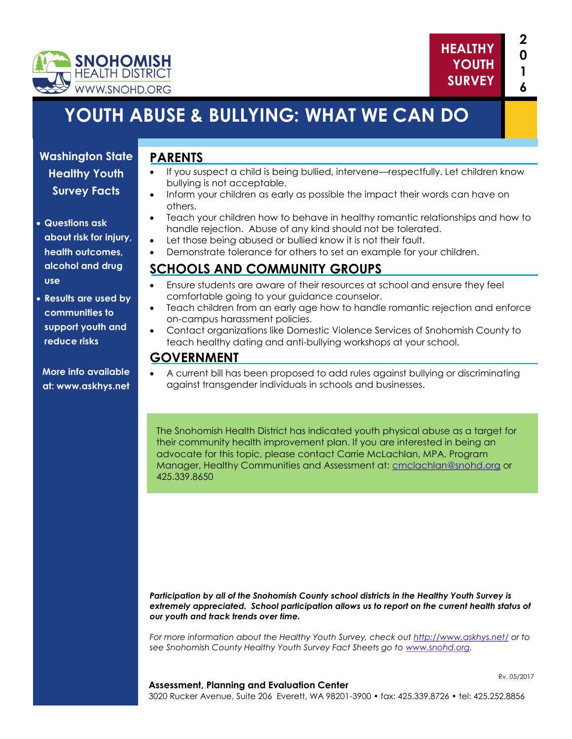SNOHOMISH HEALTH DISTRICT
WWW.SNOHD.ORG

HEALTHY YOUTH SURVEY 2016

# YOUTH ABUSE & BULLYING: WHAT WE CAN DO

**Washington State Healthy Youth Survey Facts**

- **Questions ask about risk for injury, health outcomes, alcohol and drug use**
- **Results are used by communities to support youth and reduce risks**

**More info available at: www.askhys.net**

## PARENTS

- If you suspect a child is being bullied, intervene—respectfully. Let children know bullying is not acceptable.
- Inform your children as early as possible the impact their words can have on others.
- Teach your children how to behave in healthy romantic relationships and how to handle rejection. Abuse of any kind should not be tolerated.
- Let those being abused or bullied know it is not their fault.
- Demonstrate tolerance for others to set an example for your children.

## SCHOOLS AND COMMUNITY GROUPS

- Ensure students are aware of their resources at school and ensure they feel comfortable going to your guidance counselor.
- Teach children from an early age how to handle romantic rejection and enforce on-campus harassment policies.
- Contact organizations like Domestic Violence Services of Snohomish County to teach healthy dating and anti-bullying workshops at your school.

## GOVERNMENT

- A current bill has been proposed to add rules against bullying or discriminating against transgender individuals in schools and businesses.

The Snohomish Health District has indicated youth physical abuse as a target for their community health improvement plan. If you are interested in being an advocate for this topic, please contact Carrie McLachlan, MPA, Program Manager, Healthy Communities and Assessment at: cmclachlan@snohd.org or 425.339.8650

***Participation by all of the Snohomish County school districts in the Healthy Youth Survey is extremely appreciated. School participation allows us to report on the current health status of our youth and track trends over time.***

*For more information about the Healthy Youth Survey, check out http://www.askhys.net/ or to see Snohomish County Healthy Youth Survey Fact Sheets go to www.snohd.org.*

Rv. 05/2017

**Assessment, Planning and Evaluation Center**
3020 Rucker Avenue, Suite 206 Everett, WA 98201-3900 • fax: 425.339.8726 • tel: 425.252.8856